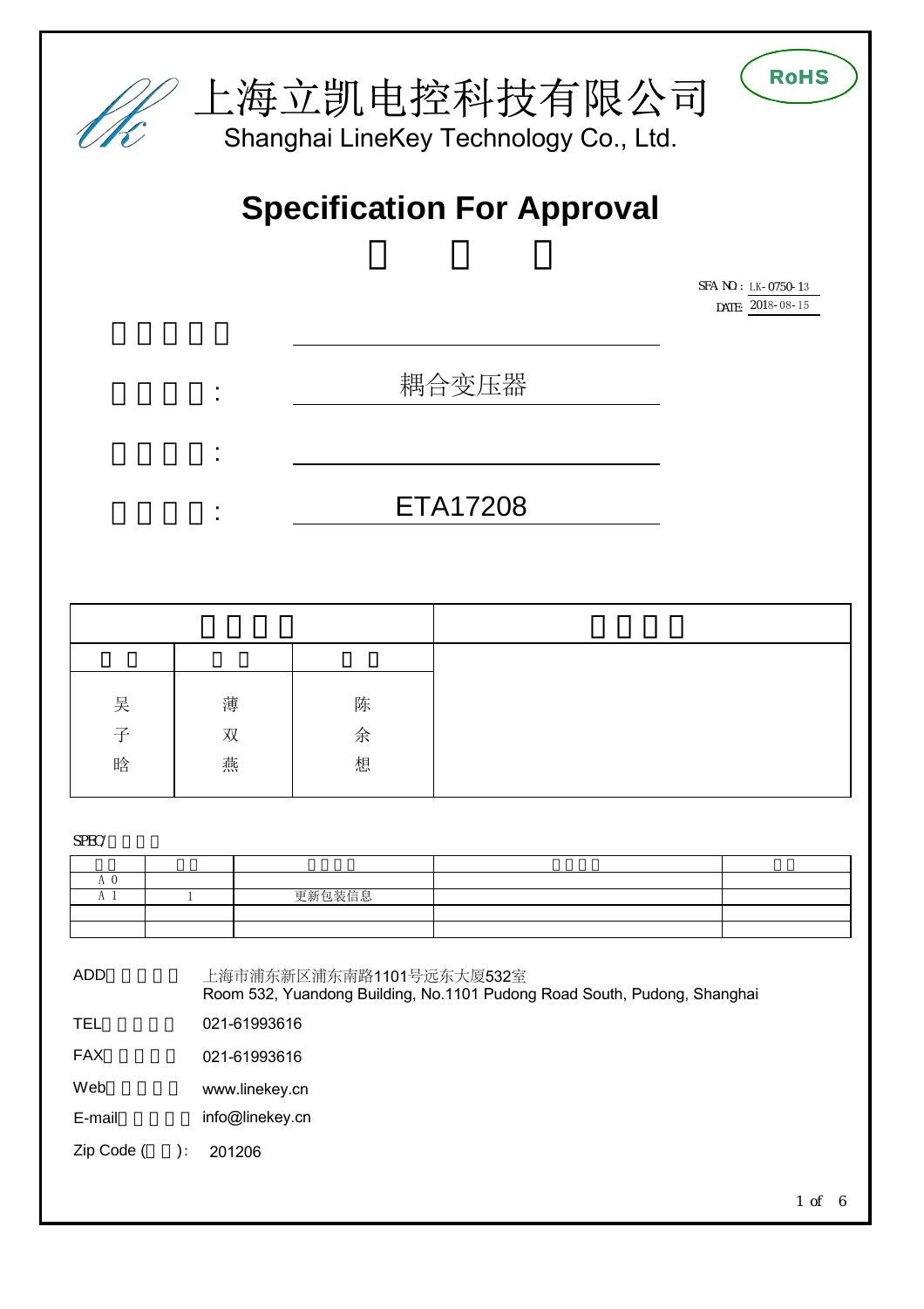# 上海立凯电控科技有限公司

Shanghai LineKey Technology Co., Ltd.

RoHS

## Specification For Approval

SFA NO：LK-0750-13

DATE: 2018-08-15

:

: 耦合变压器

:

: ETA17208

| | | | |
|---|---|---|---|
| | | | |
| | | | |
| 吴子晗 | 薄双燕 | 陈余想 | |

SPEC/

| | | | | |
|---|---|---|---|---|
| A 0 | | | | |
| A 1 | 1 | 更新包装信息 | | |
| | | | | |
| | | | | |

ADD 上海市浦东新区浦东南路1101号远东大厦532室
Room 532, Yuandong Building, No.1101 Pudong Road South, Pudong, Shanghai

TEL 021-61993616

FAX 021-61993616

Web www.linekey.cn

E-mail info@linekey.cn

Zip Code ( ): 201206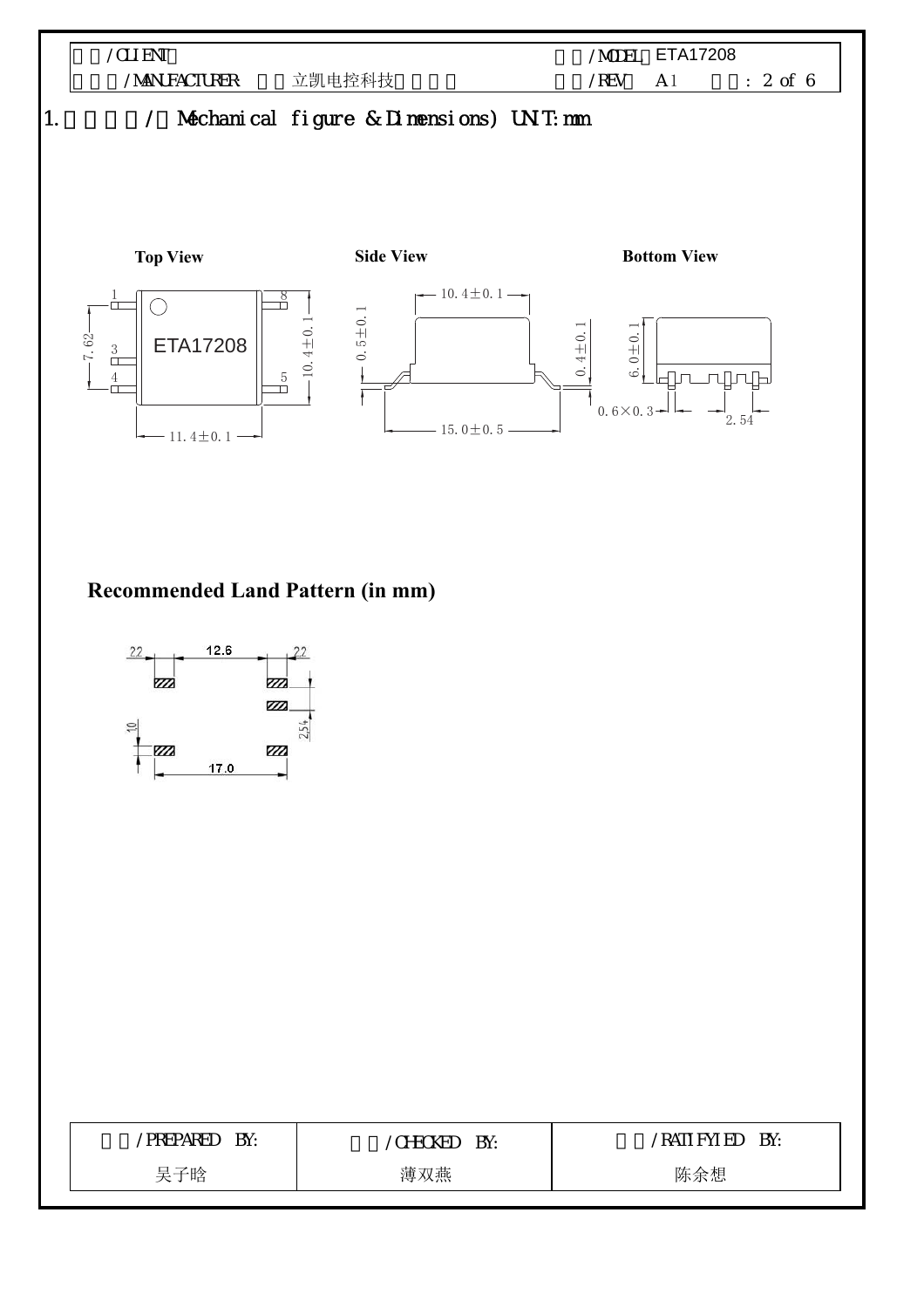1. 外形尺寸/（Mechanical figure & Dimensions) UNIT:mm

**Top View** **Side View** **Bottom View**

1 8 3 4 5

ETA17208

7.62

10.4±0.1

11.4±0.1

10.4±0.1

0.5±0.1

0.4±0.1

15.0±0.5

6.0±0.1

0.6×0.3

2.54

## Recommended Land Pattern (in mm)

2.2 12.6 2.2

1.0

2.54

17.0

| 编制/PREPARED BY: | 审核/CHECKED BY: | 批准/RATIFYIED BY: |
|---|---|---|
| 吴子晗 | 薄双燕 | 陈余想 |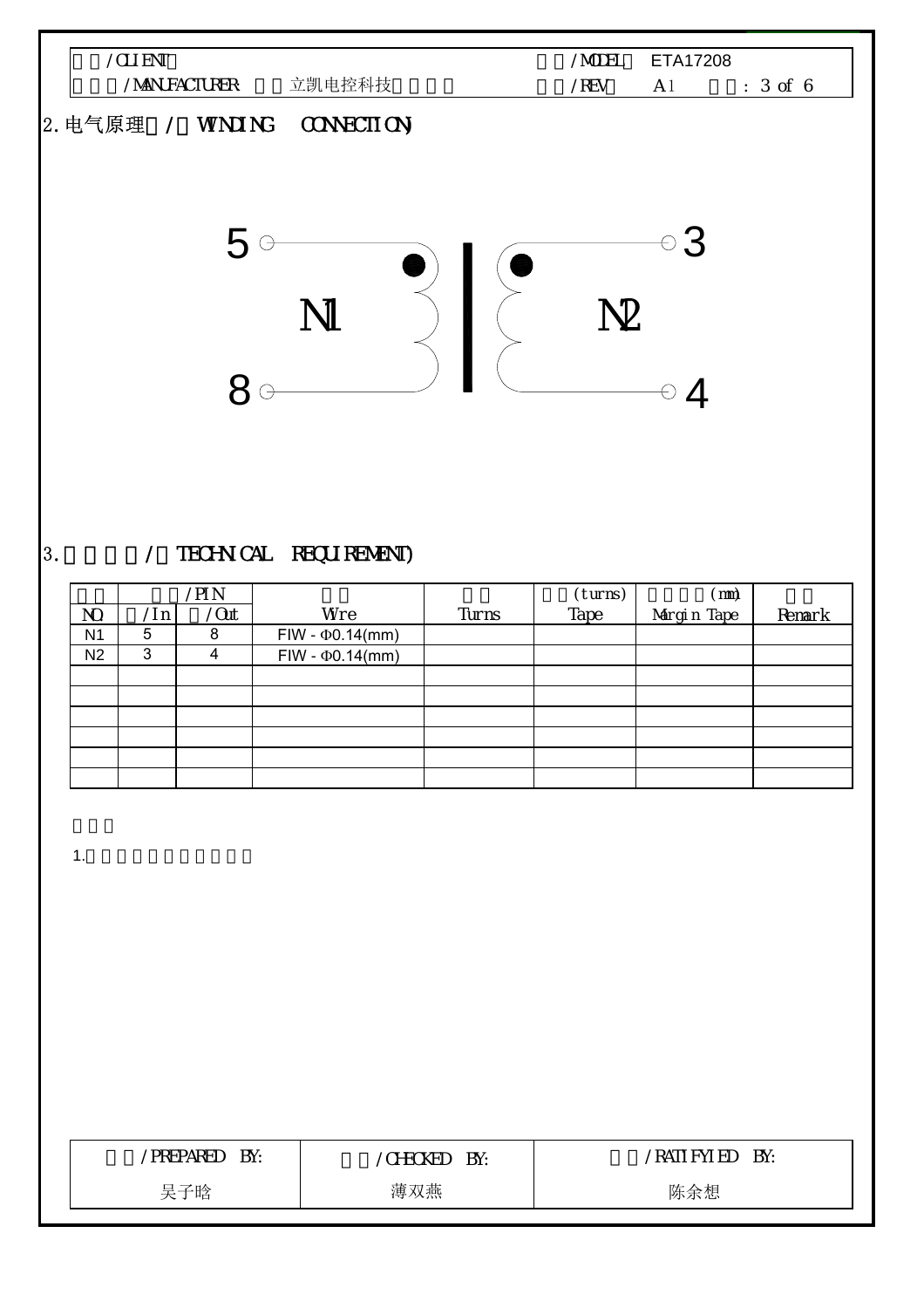| 客户/CLIENT | | 型号/MODEL | ETA17208 |
|---|---|---|---|
| 制造商/MANUFACTURER | 立凯电控科技 | 版本/REV | A1 |

## 2. 电气原理 / WINDING CONNECTION

5 ○ N1 ○ 8 — 3 ○ N2 ○ 4

## 3. 技术要求 / TECHNICAL REQUIREMENT

| NO. | /PIN /In | /Out | Wire | Turns | (turns) Tape | (mm) Margin Tape | Remark |
|---|---|---|---|---|---|---|---|
| N1 | 5 | 8 | FIW - Φ0.14(mm) | | | | |
| N2 | 3 | 4 | FIW - Φ0.14(mm) | | | | |
| | | | | | | | |
| | | | | | | | |
| | | | | | | | |
| | | | | | | | |
| | | | | | | | |
| | | | | | | | |

1.

| /PREPARED BY: | /CHECKED BY: | /RATIFYIED BY: |
|---|---|---|
| 吴子晗 | 薄双燕 | 陈余想 |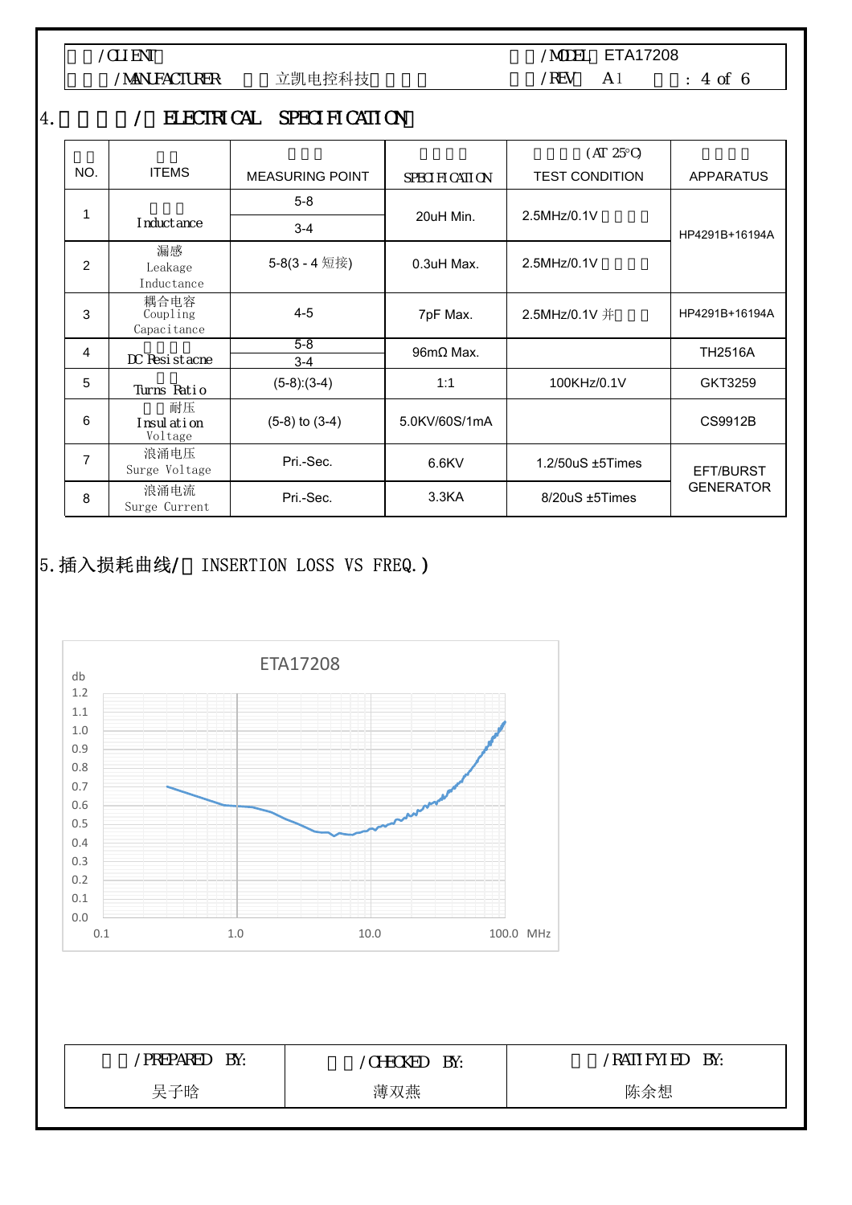| /CLIENT | | /MODEL ETA17208 | |
|---|---|---|---|
| /MANUFACTURER | 立凯电控科技 | /REV A1 | : 4 of 6 |

## 4. / ELECTRICAL SPECIFICATION

| NO. | ITEMS | MEASURING POINT | SPECIFICATION | (AT 25°C) TEST CONDITION | APPARATUS |
|---|---|---|---|---|---|
| 1 | Inductance | 5-8 | 20uH Min. | 2.5MHz/0.1V | HP4291B+16194A |
| | | 3-4 | | | |
| 2 | 漏感 Leakage Inductance | 5-8(3 - 4 短接) | 0.3uH Max. | 2.5MHz/0.1V | |
| 3 | 耦合电容 Coupling Capacitance | 4-5 | 7pF Max. | 2.5MHz/0.1V 并 | HP4291B+16194A |
| 4 | DC Resistacne | 5-8 | 96mΩ Max. | | TH2516A |
| | | 3-4 | | | |
| 5 | Turns Ratio | (5-8):(3-4) | 1:1 | 100KHz/0.1V | GKT3259 |
| 6 | 耐压 Insulation Voltage | (5-8) to (3-4) | 5.0KV/60S/1mA | | CS9912B |
| 7 | 浪涌电压 Surge Voltage | Pri.-Sec. | 6.6KV | 1.2/50uS ±5Times | EFT/BURST GENERATOR |
| 8 | 浪涌电流 Surge Current | Pri.-Sec. | 3.3KA | 8/20uS ±5Times | |

## 5. 插入损耗曲线/ INSERTION LOSS VS FREQ.)

| /PREPARED BY: | /CHECKED BY: | /RATIFYIED BY: |
|---|---|---|
| 吴子晗 | 薄双燕 | 陈余想 |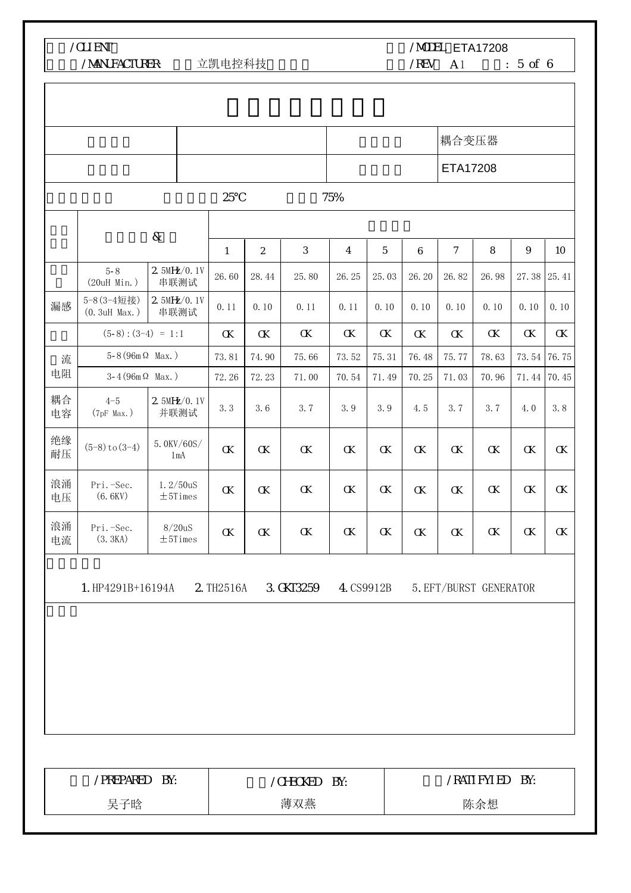| /CLIENT | | /MODEL ETA17208 | |
|---|---|---|---|
| /MANUFACTURER | 立凯电控科技 | /REV A1 | : 5 of 6 |

| | | | |
|---|---|---|---|
| | | | 耦合变压器 |
| | | | ETA17208 |

25℃ 75%

| | & | | 1 | 2 | 3 | 4 | 5 | 6 | 7 | 8 | 9 | 10 |
|---|---|---|---|---|---|---|---|---|---|---|---|---|
| | 5-8 (20uH Min.) | 2.5MHz/0.1V 串联测试 | 26.60 | 28.44 | 25.80 | 26.25 | 25.03 | 26.20 | 26.82 | 26.98 | 27.38 | 25.41 |
| 漏感 | 5-8(3-4短接) (0.3uH Max.) | 2.5MHz/0.1V 串联测试 | 0.11 | 0.10 | 0.11 | 0.11 | 0.10 | 0.10 | 0.10 | 0.10 | 0.10 | 0.10 |
| | (5-8):(3-4) = 1:1 | | OK | OK | OK | OK | OK | OK | OK | OK | OK | OK |
| 流电阻 | 5-8(96mΩ Max.) | | 73.81 | 74.90 | 75.66 | 73.52 | 75.31 | 76.48 | 75.77 | 78.63 | 73.54 | 76.75 |
| | 3-4(96mΩ Max.) | | 72.26 | 72.23 | 71.00 | 70.54 | 71.49 | 70.25 | 71.03 | 70.96 | 71.44 | 70.45 |
| 耦合电容 | 4-5 (7pF Max.) | 2.5MHz/0.1V 并联测试 | 3.3 | 3.6 | 3.7 | 3.9 | 3.9 | 4.5 | 3.7 | 3.7 | 4.0 | 3.8 |
| 绝缘耐压 | (5-8)to(3-4) | 5.0KV/60S/1mA | OK | OK | OK | OK | OK | OK | OK | OK | OK | OK |
| 浪涌电压 | Pri.-Sec. (6.6KV) | 1.2/50uS ±5Times | OK | OK | OK | OK | OK | OK | OK | OK | OK | OK |
| 浪涌电流 | Pri.-Sec. (3.3KA) | 8/20uS ±5Times | OK | OK | OK | OK | OK | OK | OK | OK | OK | OK |

1.HP4291B+16194A 2.TH2516A 3.GKT3259 4.CS9912B 5.EFT/BURST GENERATOR

| /PREPARED BY: | /CHECKED BY: | /RATIFYIED BY: |
|---|---|---|
| 吴子晗 | 薄双燕 | 陈余想 |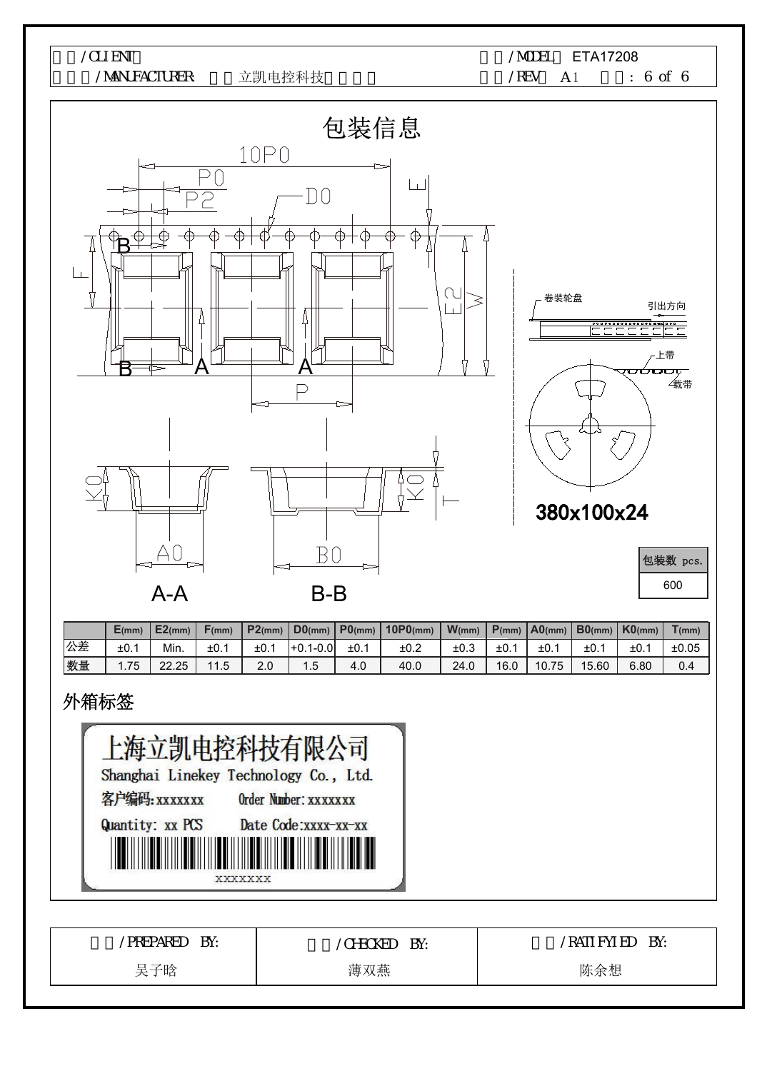客户/CLIENT　　　　　　　　　　　　　　　　　　　型号/MODEL　ETA17208

生产商/MANUFACTURER:　上海立凯电控科技有限公司　　版本/REV　A1　页码: 6 of 6

# 包装信息

10P0

P0

P2

D0

E

B

F

E2

W

B　A　A

P

卷装轮盘

引出方向

上带

载带

K0

K0

T

A0

B0

A-A

B-B

380x100x24

| 包装数 pcs. |
|---|
| 600 |

| | E(mm) | E2(mm) | F(mm) | P2(mm) | D0(mm) | P0(mm) | 10P0(mm) | W(mm) | P(mm) | A0(mm) | B0(mm) | K0(mm) | T(mm) |
|---|---|---|---|---|---|---|---|---|---|---|---|---|---|
| 公差 | ±0.1 | Min. | ±0.1 | ±0.1 | +0.1-0.0 | ±0.1 | ±0.2 | ±0.3 | ±0.1 | ±0.1 | ±0.1 | ±0.1 | ±0.05 |
| 数量 | 1.75 | 22.25 | 11.5 | 2.0 | 1.5 | 4.0 | 40.0 | 24.0 | 16.0 | 10.75 | 15.60 | 6.80 | 0.4 |

## 外箱标签

上海立凯电控科技有限公司

Shanghai Linekey Technology Co., Ltd.

客户编码:xxxxxxx　Order Number:xxxxxxx

Quantity: xx PCS　Date Code:xxxx-xx-xx

xxxxxxx

| 编制/PREPARED BY: | 审核/CHECKED BY: | 批准/RATIFYIED BY: |
|---|---|---|
| 吴子晗 | 薄双燕 | 陈余想 |